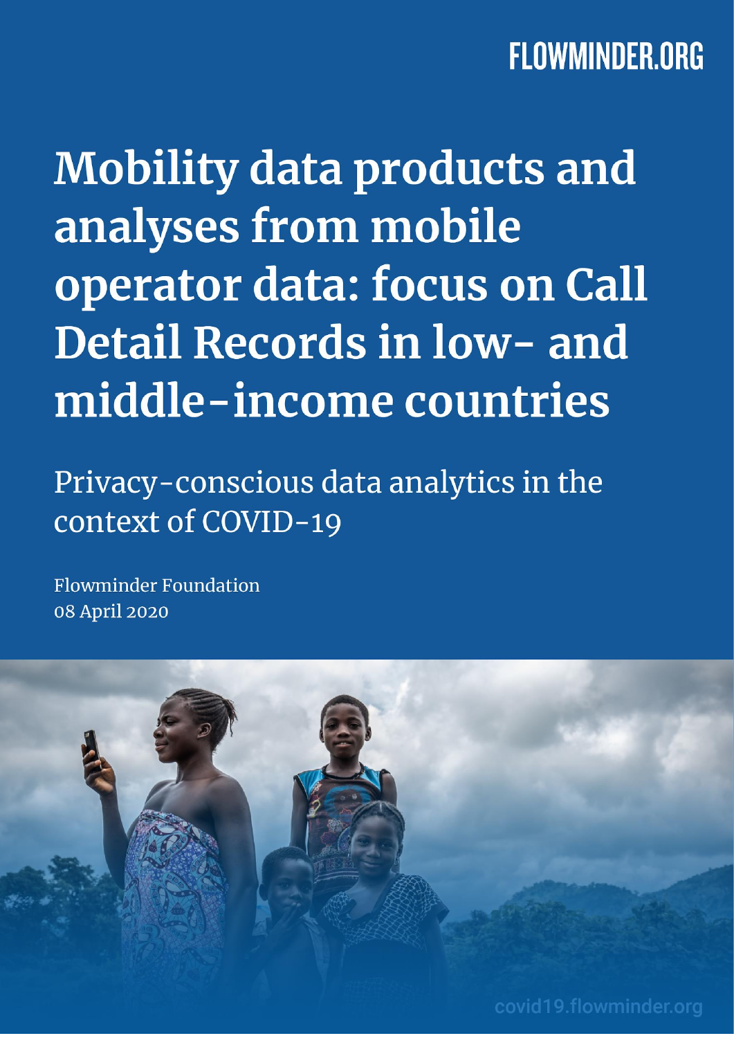FLOWMINDER.ORG

# Mobility data products and analyses from mobile operator data: focus on Call Detail Records in low- and middle-income countries

## Privacy-conscious data analytics in the context of COVID-19

Flowminder Foundation
08 April 2020

covid19.flowminder.org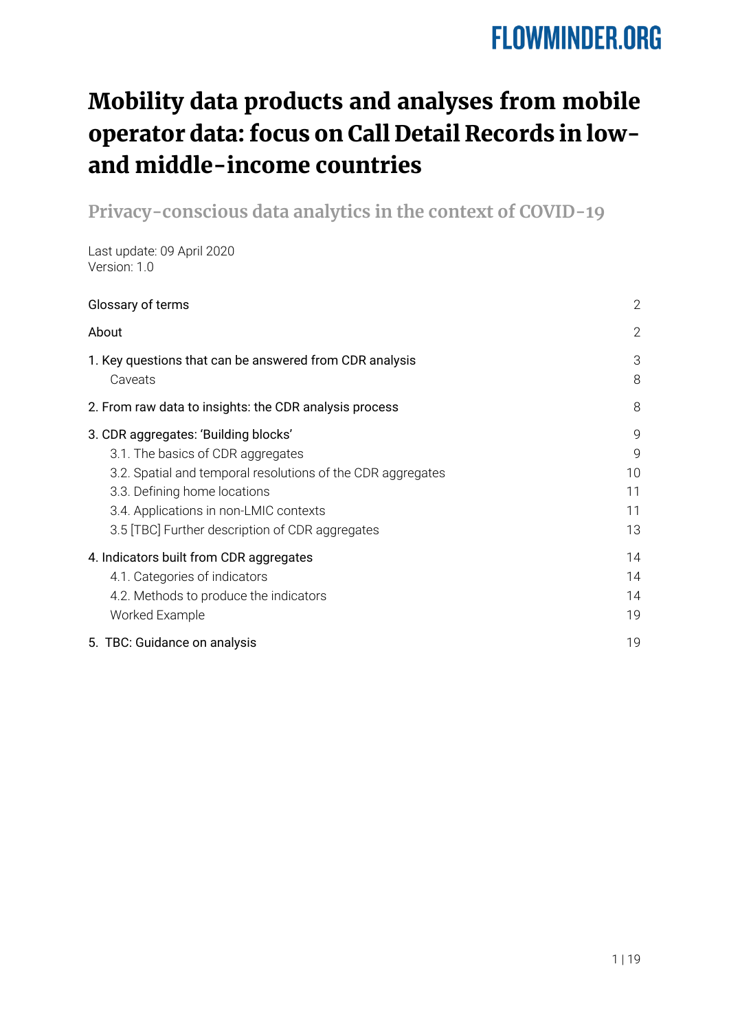FLOWMINDER.ORG

# Mobility data products and analyses from mobile operator data: focus on Call Detail Records in low- and middle-income countries

## Privacy-conscious data analytics in the context of COVID-19

Last update: 09 April 2020
Version: 1.0

| | |
|---|---|
| Glossary of terms | 2 |
| About | 2 |
| 1. Key questions that can be answered from CDR analysis | 3 |
| Caveats | 8 |
| 2. From raw data to insights: the CDR analysis process | 8 |
| 3. CDR aggregates: 'Building blocks' | 9 |
| 3.1. The basics of CDR aggregates | 9 |
| 3.2. Spatial and temporal resolutions of the CDR aggregates | 10 |
| 3.3. Defining home locations | 11 |
| 3.4. Applications in non-LMIC contexts | 11 |
| 3.5 [TBC] Further description of CDR aggregates | 13 |
| 4. Indicators built from CDR aggregates | 14 |
| 4.1. Categories of indicators | 14 |
| 4.2. Methods to produce the indicators | 14 |
| Worked Example | 19 |
| 5. TBC: Guidance on analysis | 19 |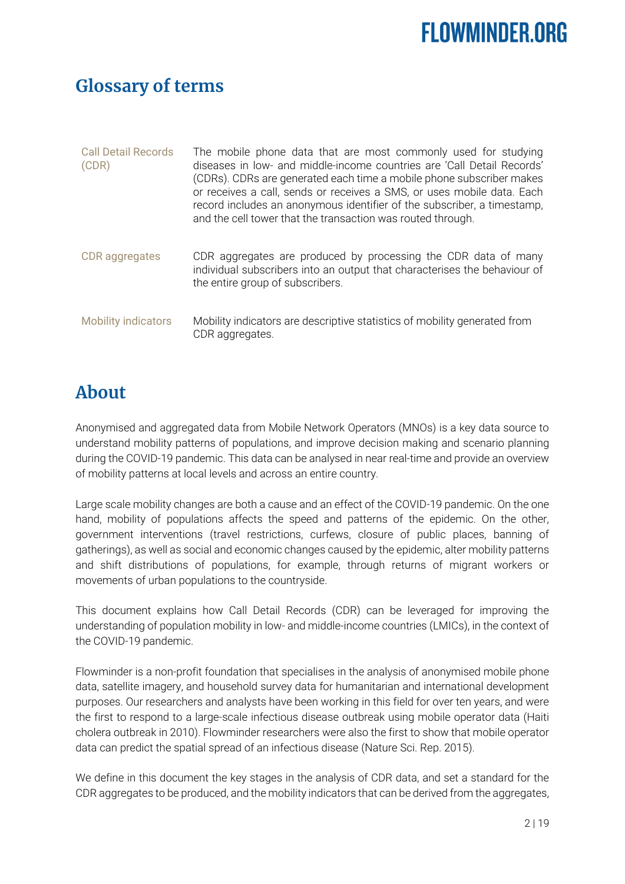## Glossary of terms

| Term | Definition |
| --- | --- |
| Call Detail Records (CDR) | The mobile phone data that are most commonly used for studying diseases in low- and middle-income countries are 'Call Detail Records' (CDRs). CDRs are generated each time a mobile phone subscriber makes or receives a call, sends or receives a SMS, or uses mobile data. Each record includes an anonymous identifier of the subscriber, a timestamp, and the cell tower that the transaction was routed through. |
| CDR aggregates | CDR aggregates are produced by processing the CDR data of many individual subscribers into an output that characterises the behaviour of the entire group of subscribers. |
| Mobility indicators | Mobility indicators are descriptive statistics of mobility generated from CDR aggregates. |

## About

Anonymised and aggregated data from Mobile Network Operators (MNOs) is a key data source to understand mobility patterns of populations, and improve decision making and scenario planning during the COVID-19 pandemic. This data can be analysed in near real-time and provide an overview of mobility patterns at local levels and across an entire country.

Large scale mobility changes are both a cause and an effect of the COVID-19 pandemic. On the one hand, mobility of populations affects the speed and patterns of the epidemic. On the other, government interventions (travel restrictions, curfews, closure of public places, banning of gatherings), as well as social and economic changes caused by the epidemic, alter mobility patterns and shift distributions of populations, for example, through returns of migrant workers or movements of urban populations to the countryside.

This document explains how Call Detail Records (CDR) can be leveraged for improving the understanding of population mobility in low- and middle-income countries (LMICs), in the context of the COVID-19 pandemic.

Flowminder is a non-profit foundation that specialises in the analysis of anonymised mobile phone data, satellite imagery, and household survey data for humanitarian and international development purposes. Our researchers and analysts have been working in this field for over ten years, and were the first to respond to a large-scale infectious disease outbreak using mobile operator data (Haiti cholera outbreak in 2010). Flowminder researchers were also the first to show that mobile operator data can predict the spatial spread of an infectious disease (Nature Sci. Rep. 2015).

We define in this document the key stages in the analysis of CDR data, and set a standard for the CDR aggregates to be produced, and the mobility indicators that can be derived from the aggregates,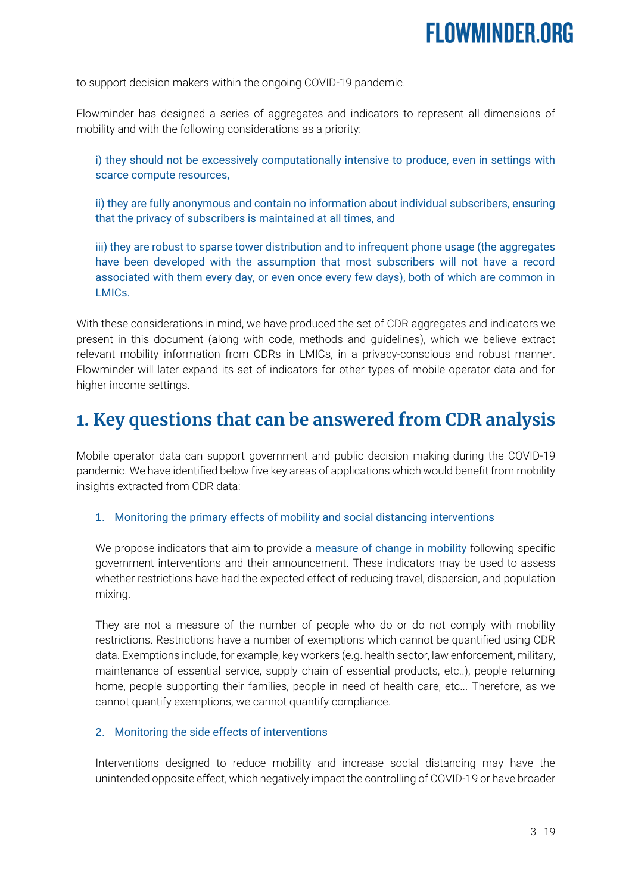to support decision makers within the ongoing COVID-19 pandemic.

Flowminder has designed a series of aggregates and indicators to represent all dimensions of mobility and with the following considerations as a priority:

i) they should not be excessively computationally intensive to produce, even in settings with scarce compute resources,

ii) they are fully anonymous and contain no information about individual subscribers, ensuring that the privacy of subscribers is maintained at all times, and

iii) they are robust to sparse tower distribution and to infrequent phone usage (the aggregates have been developed with the assumption that most subscribers will not have a record associated with them every day, or even once every few days), both of which are common in LMICs.

With these considerations in mind, we have produced the set of CDR aggregates and indicators we present in this document (along with code, methods and guidelines), which we believe extract relevant mobility information from CDRs in LMICs, in a privacy-conscious and robust manner. Flowminder will later expand its set of indicators for other types of mobile operator data and for higher income settings.

# 1. Key questions that can be answered from CDR analysis

Mobile operator data can support government and public decision making during the COVID-19 pandemic. We have identified below five key areas of applications which would benefit from mobility insights extracted from CDR data:

1. Monitoring the primary effects of mobility and social distancing interventions

   We propose indicators that aim to provide a measure of change in mobility following specific government interventions and their announcement. These indicators may be used to assess whether restrictions have had the expected effect of reducing travel, dispersion, and population mixing.

   They are not a measure of the number of people who do or do not comply with mobility restrictions. Restrictions have a number of exemptions which cannot be quantified using CDR data. Exemptions include, for example, key workers (e.g. health sector, law enforcement, military, maintenance of essential service, supply chain of essential products, etc..), people returning home, people supporting their families, people in need of health care, etc... Therefore, as we cannot quantify exemptions, we cannot quantify compliance.

2. Monitoring the side effects of interventions

   Interventions designed to reduce mobility and increase social distancing may have the unintended opposite effect, which negatively impact the controlling of COVID-19 or have broader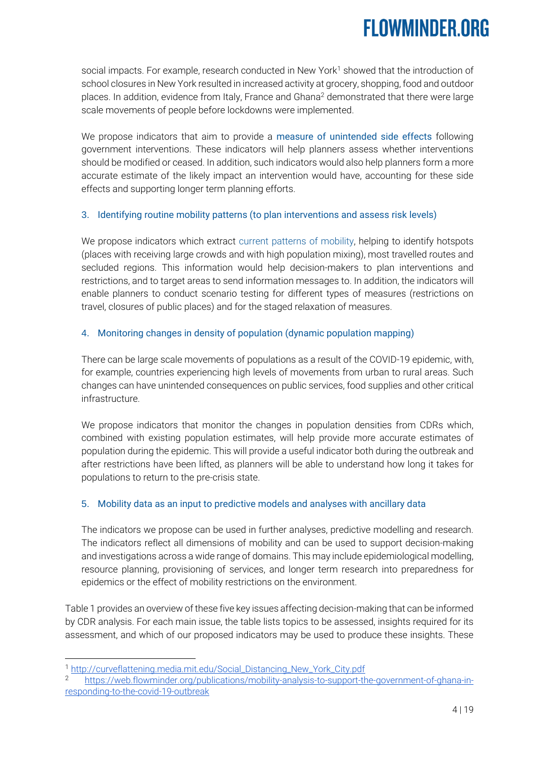social impacts. For example, research conducted in New York[1] showed that the introduction of school closures in New York resulted in increased activity at grocery, shopping, food and outdoor places. In addition, evidence from Italy, France and Ghana[2] demonstrated that there were large scale movements of people before lockdowns were implemented.

We propose indicators that aim to provide a measure of unintended side effects following government interventions. These indicators will help planners assess whether interventions should be modified or ceased. In addition, such indicators would also help planners form a more accurate estimate of the likely impact an intervention would have, accounting for these side effects and supporting longer term planning efforts.

### 3. Identifying routine mobility patterns (to plan interventions and assess risk levels)

We propose indicators which extract current patterns of mobility, helping to identify hotspots (places with receiving large crowds and with high population mixing), most travelled routes and secluded regions. This information would help decision-makers to plan interventions and restrictions, and to target areas to send information messages to. In addition, the indicators will enable planners to conduct scenario testing for different types of measures (restrictions on travel, closures of public places) and for the staged relaxation of measures.

### 4. Monitoring changes in density of population (dynamic population mapping)

There can be large scale movements of populations as a result of the COVID-19 epidemic, with, for example, countries experiencing high levels of movements from urban to rural areas. Such changes can have unintended consequences on public services, food supplies and other critical infrastructure.

We propose indicators that monitor the changes in population densities from CDRs which, combined with existing population estimates, will help provide more accurate estimates of population during the epidemic. This will provide a useful indicator both during the outbreak and after restrictions have been lifted, as planners will be able to understand how long it takes for populations to return to the pre-crisis state.

### 5. Mobility data as an input to predictive models and analyses with ancillary data

The indicators we propose can be used in further analyses, predictive modelling and research. The indicators reflect all dimensions of mobility and can be used to support decision-making and investigations across a wide range of domains. This may include epidemiological modelling, resource planning, provisioning of services, and longer term research into preparedness for epidemics or the effect of mobility restrictions on the environment.

Table 1 provides an overview of these five key issues affecting decision-making that can be informed by CDR analysis. For each main issue, the table lists topics to be assessed, insights required for its assessment, and which of our proposed indicators may be used to produce these insights. These

---

[1] http://curveflattening.media.mit.edu/Social_Distancing_New_York_City.pdf

[2] https://web.flowminder.org/publications/mobility-analysis-to-support-the-government-of-ghana-in-responding-to-the-covid-19-outbreak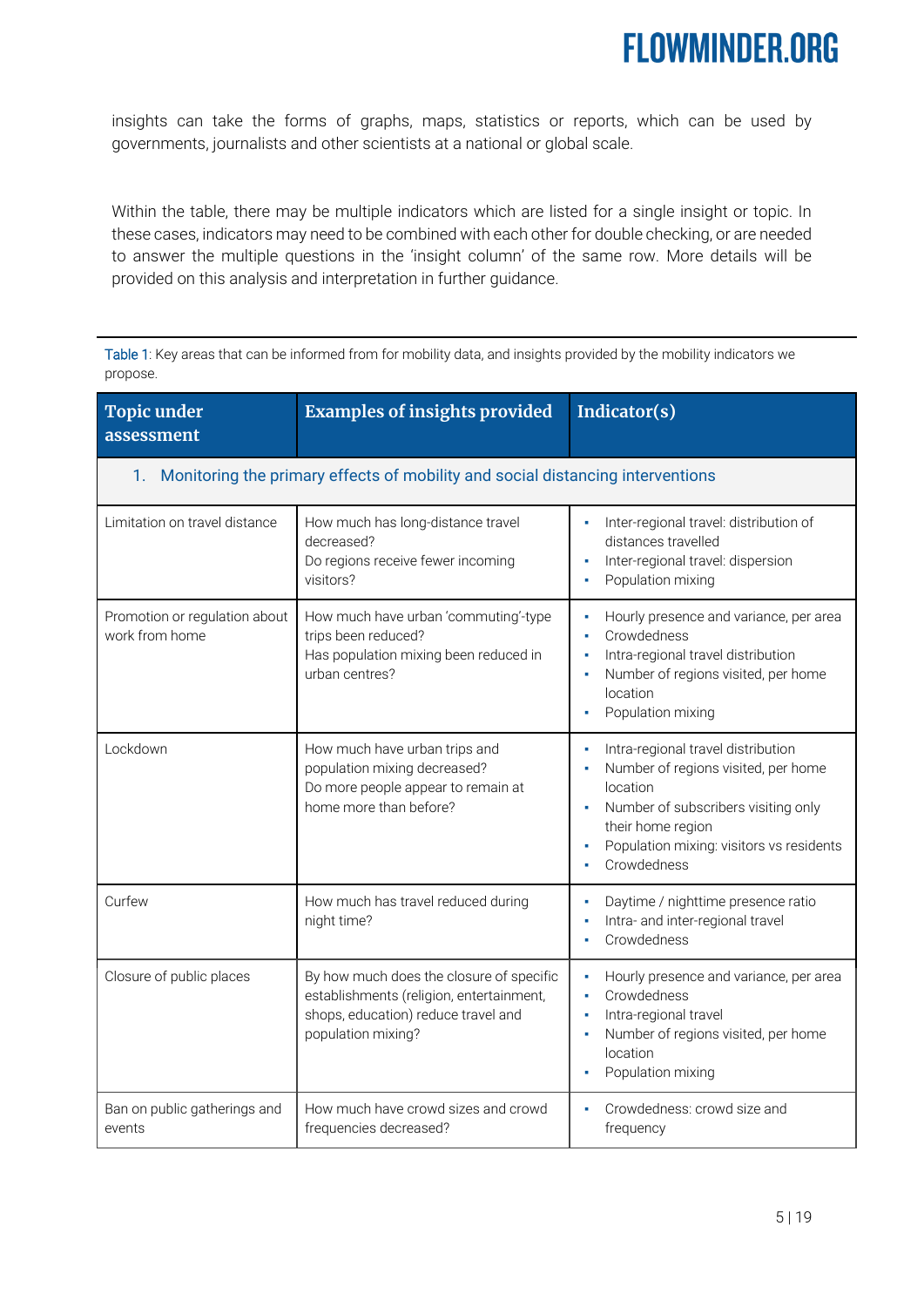insights can take the forms of graphs, maps, statistics or reports, which can be used by governments, journalists and other scientists at a national or global scale.

Within the table, there may be multiple indicators which are listed for a single insight or topic. In these cases, indicators may need to be combined with each other for double checking, or are needed to answer the multiple questions in the 'insight column' of the same row. More details will be provided on this analysis and interpretation in further guidance.

Table 1: Key areas that can be informed from for mobility data, and insights provided by the mobility indicators we propose.

| Topic under assessment | Examples of insights provided | Indicator(s) |
|---|---|---|
| **1. Monitoring the primary effects of mobility and social distancing interventions** | | |
| Limitation on travel distance | How much has long-distance travel decreased?<br>Do regions receive fewer incoming visitors? | • Inter-regional travel: distribution of distances travelled<br>• Inter-regional travel: dispersion<br>• Population mixing |
| Promotion or regulation about work from home | How much have urban 'commuting'-type trips been reduced?<br>Has population mixing been reduced in urban centres? | • Hourly presence and variance, per area<br>• Crowdedness<br>• Intra-regional travel distribution<br>• Number of regions visited, per home location<br>• Population mixing |
| Lockdown | How much have urban trips and population mixing decreased?<br>Do more people appear to remain at home more than before? | • Intra-regional travel distribution<br>• Number of regions visited, per home location<br>• Number of subscribers visiting only their home region<br>• Population mixing: visitors vs residents<br>• Crowdedness |
| Curfew | How much has travel reduced during night time? | • Daytime / nighttime presence ratio<br>• Intra- and inter-regional travel<br>• Crowdedness |
| Closure of public places | By how much does the closure of specific establishments (religion, entertainment, shops, education) reduce travel and population mixing? | • Hourly presence and variance, per area<br>• Crowdedness<br>• Intra-regional travel<br>• Number of regions visited, per home location<br>• Population mixing |
| Ban on public gatherings and events | How much have crowd sizes and crowd frequencies decreased? | • Crowdedness: crowd size and frequency |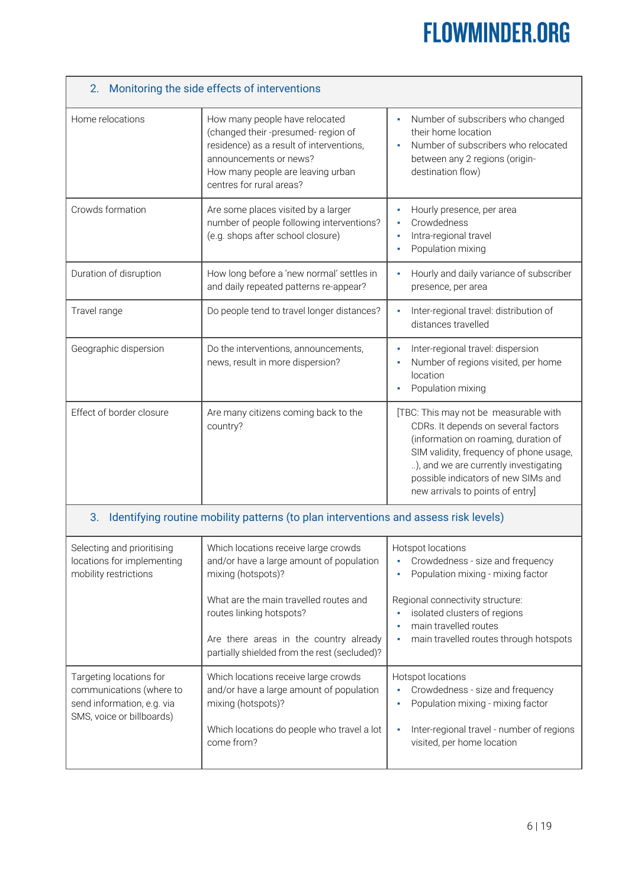| 2. Monitoring the side effects of interventions | | |
|---|---|---|
| Home relocations | How many people have relocated (changed their -presumed- region of residence) as a result of interventions, announcements or news?<br>How many people are leaving urban centres for rural areas? | ▪ Number of subscribers who changed their home location<br>▪ Number of subscribers who relocated between any 2 regions (origin-destination flow) |
| Crowds formation | Are some places visited by a larger number of people following interventions? (e.g. shops after school closure) | ▪ Hourly presence, per area<br>▪ Crowdedness<br>▪ Intra-regional travel<br>▪ Population mixing |
| Duration of disruption | How long before a 'new normal' settles in and daily repeated patterns re-appear? | ▪ Hourly and daily variance of subscriber presence, per area |
| Travel range | Do people tend to travel longer distances? | ▪ Inter-regional travel: distribution of distances travelled |
| Geographic dispersion | Do the interventions, announcements, news, result in more dispersion? | ▪ Inter-regional travel: dispersion<br>▪ Number of regions visited, per home location<br>▪ Population mixing |
| Effect of border closure | Are many citizens coming back to the country? | [TBC: This may not be measurable with CDRs. It depends on several factors (information on roaming, duration of SIM validity, frequency of phone usage, ..), and we are currently investigating possible indicators of new SIMs and new arrivals to points of entry] |
| **3. Identifying routine mobility patterns (to plan interventions and assess risk levels)** | | |
| Selecting and prioritising locations for implementing mobility restrictions | Which locations receive large crowds and/or have a large amount of population mixing (hotspots)?<br><br>What are the main travelled routes and routes linking hotspots?<br><br>Are there areas in the country already partially shielded from the rest (secluded)? | Hotspot locations<br>▪ Crowdedness - size and frequency<br>▪ Population mixing - mixing factor<br><br>Regional connectivity structure:<br>▪ isolated clusters of regions<br>▪ main travelled routes<br>▪ main travelled routes through hotspots |
| Targeting locations for communications (where to send information, e.g. via SMS, voice or billboards) | Which locations receive large crowds and/or have a large amount of population mixing (hotspots)?<br><br>Which locations do people who travel a lot come from? | Hotspot locations<br>▪ Crowdedness - size and frequency<br>▪ Population mixing - mixing factor<br><br>▪ Inter-regional travel - number of regions visited, per home location |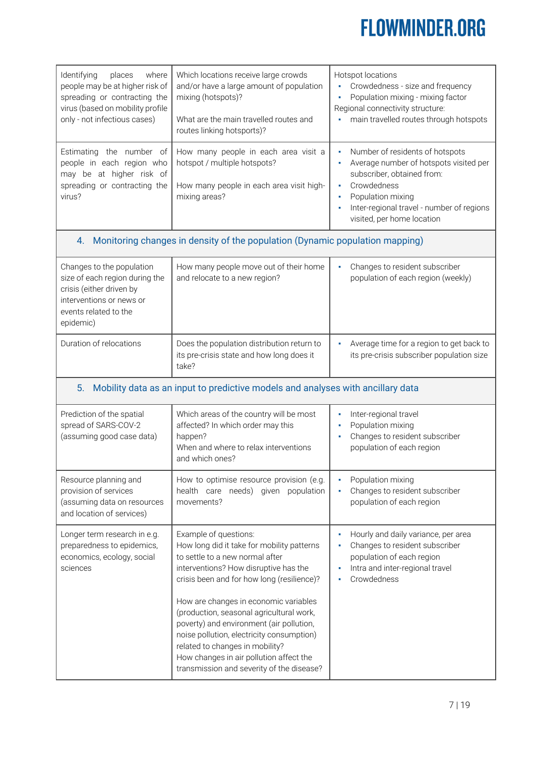| | | |
|---|---|---|
| Identifying places where people may be at higher risk of spreading or contracting the virus (based on mobility profile only - not infectious cases) | Which locations receive large crowds and/or have a large amount of population mixing (hotspots)?<br><br>What are the main travelled routes and routes linking hotspots)? | Hotspot locations<br>▪ Crowdedness - size and frequency<br>▪ Population mixing - mixing factor<br>Regional connectivity structure:<br>▪ main travelled routes through hotspots |
| Estimating the number of people in each region who may be at higher risk of spreading or contracting the virus? | How many people in each area visit a hotspot / multiple hotspots?<br><br>How many people in each area visit high-mixing areas? | ▪ Number of residents of hotspots<br>▪ Average number of hotspots visited per subscriber, obtained from:<br>▪ Crowdedness<br>▪ Population mixing<br>▪ Inter-regional travel - number of regions visited, per home location |
| **4. Monitoring changes in density of the population (Dynamic population mapping)** | | |
| Changes to the population size of each region during the crisis (either driven by interventions or news or events related to the epidemic) | How many people move out of their home and relocate to a new region? | ▪ Changes to resident subscriber population of each region (weekly) |
| Duration of relocations | Does the population distribution return to its pre-crisis state and how long does it take? | ▪ Average time for a region to get back to its pre-crisis subscriber population size |
| **5. Mobility data as an input to predictive models and analyses with ancillary data** | | |
| Prediction of the spatial spread of SARS-COV-2 (assuming good case data) | Which areas of the country will be most affected? In which order may this happen?<br>When and where to relax interventions and which ones? | ▪ Inter-regional travel<br>▪ Population mixing<br>▪ Changes to resident subscriber population of each region |
| Resource planning and provision of services (assuming data on resources and location of services) | How to optimise resource provision (e.g. health care needs) given population movements? | ▪ Population mixing<br>▪ Changes to resident subscriber population of each region |
| Longer term research in e.g. preparedness to epidemics, economics, ecology, social sciences | Example of questions:<br>How long did it take for mobility patterns to settle to a new normal after interventions? How disruptive has the crisis been and for how long (resilience)?<br><br>How are changes in economic variables (production, seasonal agricultural work, poverty) and environment (air pollution, noise pollution, electricity consumption) related to changes in mobility?<br>How changes in air pollution affect the transmission and severity of the disease? | ▪ Hourly and daily variance, per area<br>▪ Changes to resident subscriber population of each region<br>▪ Intra and inter-regional travel<br>▪ Crowdedness |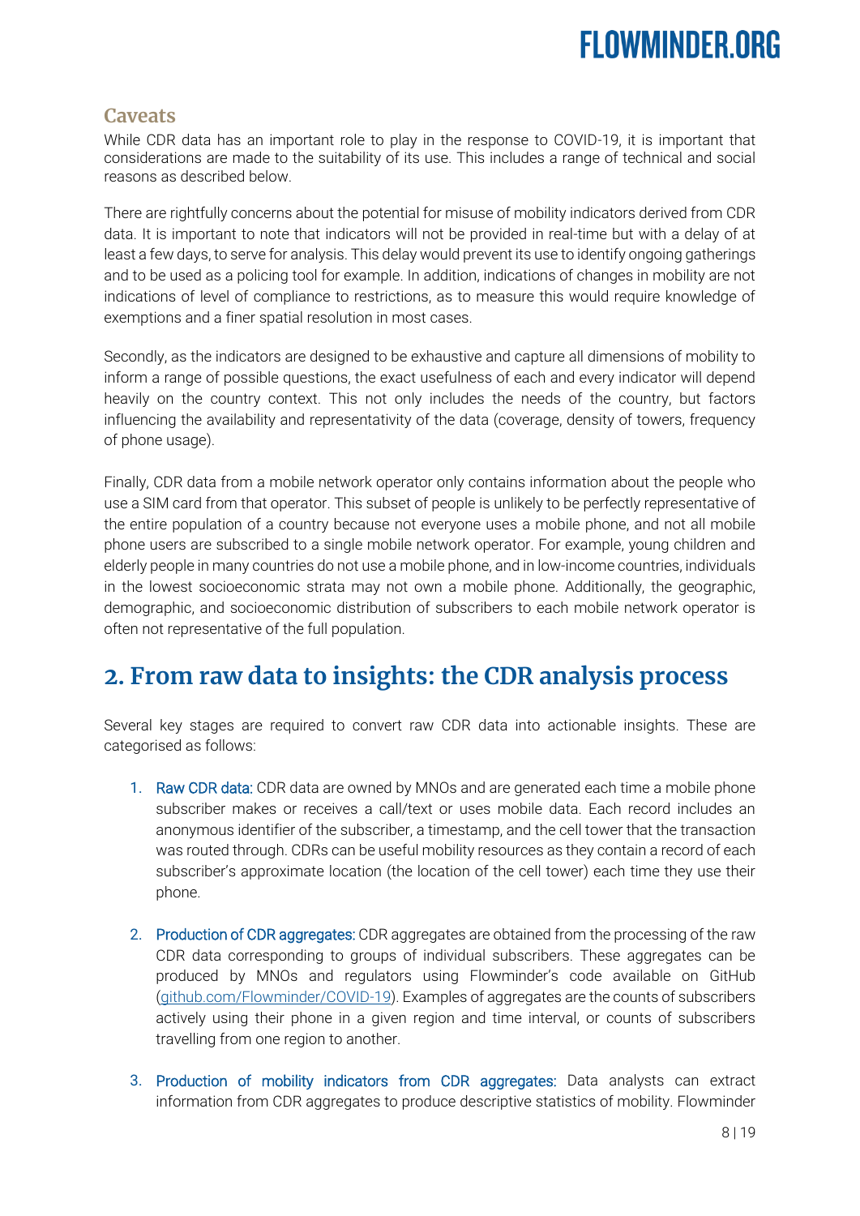### Caveats

While CDR data has an important role to play in the response to COVID-19, it is important that considerations are made to the suitability of its use. This includes a range of technical and social reasons as described below.

There are rightfully concerns about the potential for misuse of mobility indicators derived from CDR data. It is important to note that indicators will not be provided in real-time but with a delay of at least a few days, to serve for analysis. This delay would prevent its use to identify ongoing gatherings and to be used as a policing tool for example. In addition, indications of changes in mobility are not indications of level of compliance to restrictions, as to measure this would require knowledge of exemptions and a finer spatial resolution in most cases.

Secondly, as the indicators are designed to be exhaustive and capture all dimensions of mobility to inform a range of possible questions, the exact usefulness of each and every indicator will depend heavily on the country context. This not only includes the needs of the country, but factors influencing the availability and representativity of the data (coverage, density of towers, frequency of phone usage).

Finally, CDR data from a mobile network operator only contains information about the people who use a SIM card from that operator. This subset of people is unlikely to be perfectly representative of the entire population of a country because not everyone uses a mobile phone, and not all mobile phone users are subscribed to a single mobile network operator. For example, young children and elderly people in many countries do not use a mobile phone, and in low-income countries, individuals in the lowest socioeconomic strata may not own a mobile phone. Additionally, the geographic, demographic, and socioeconomic distribution of subscribers to each mobile network operator is often not representative of the full population.

## 2. From raw data to insights: the CDR analysis process

Several key stages are required to convert raw CDR data into actionable insights. These are categorised as follows:

1. Raw CDR data: CDR data are owned by MNOs and are generated each time a mobile phone subscriber makes or receives a call/text or uses mobile data. Each record includes an anonymous identifier of the subscriber, a timestamp, and the cell tower that the transaction was routed through. CDRs can be useful mobility resources as they contain a record of each subscriber's approximate location (the location of the cell tower) each time they use their phone.

2. Production of CDR aggregates: CDR aggregates are obtained from the processing of the raw CDR data corresponding to groups of individual subscribers. These aggregates can be produced by MNOs and regulators using Flowminder's code available on GitHub (github.com/Flowminder/COVID-19). Examples of aggregates are the counts of subscribers actively using their phone in a given region and time interval, or counts of subscribers travelling from one region to another.

3. Production of mobility indicators from CDR aggregates: Data analysts can extract information from CDR aggregates to produce descriptive statistics of mobility. Flowminder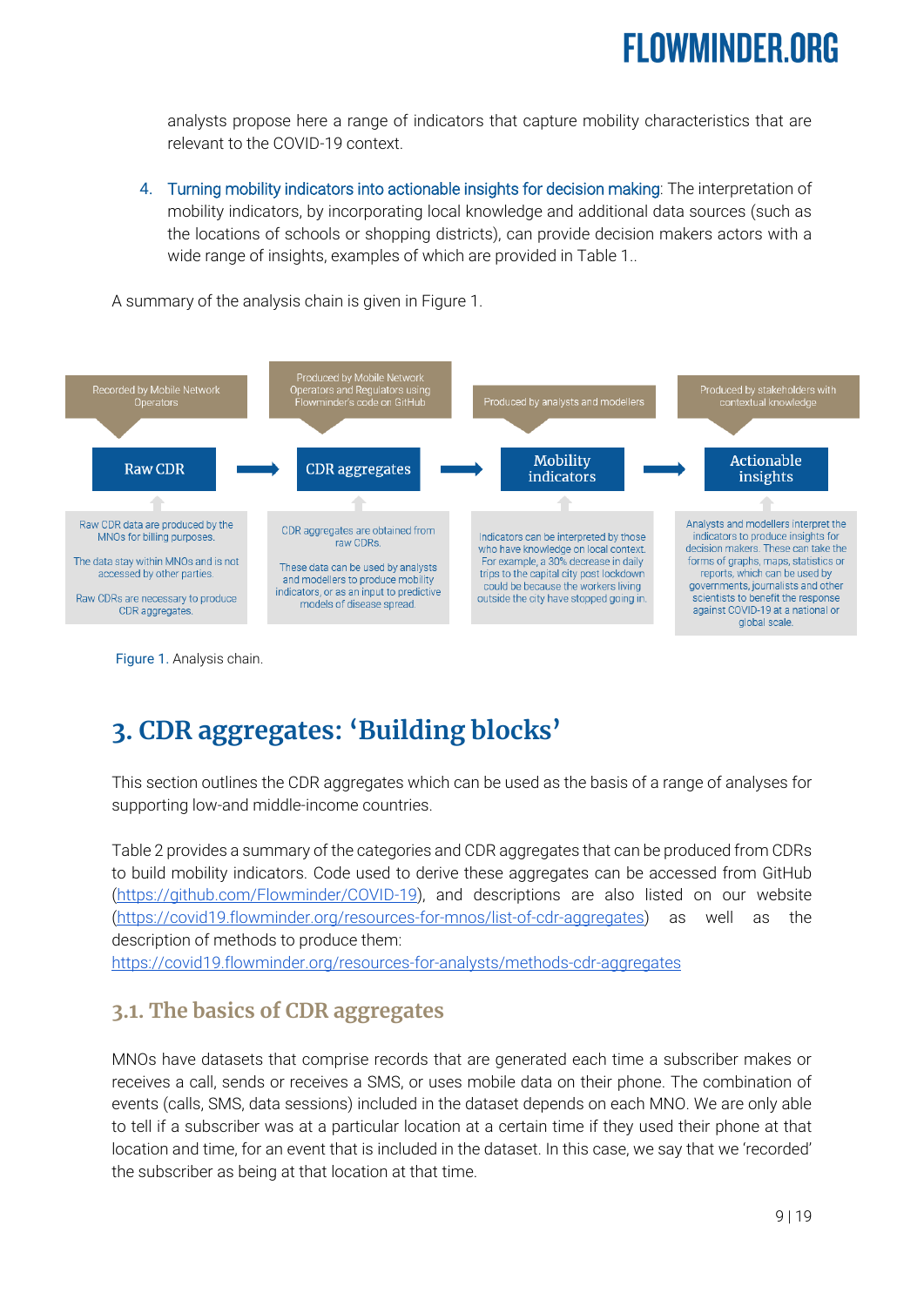analysts propose here a range of indicators that capture mobility characteristics that are relevant to the COVID-19 context.

4. Turning mobility indicators into actionable insights for decision making: The interpretation of mobility indicators, by incorporating local knowledge and additional data sources (such as the locations of schools or shopping districts), can provide decision makers actors with a wide range of insights, examples of which are provided in Table 1..

A summary of the analysis chain is given in Figure 1.

| Recorded by Mobile Network Operators | Produced by Mobile Network Operators and Regulators using Flowminder's code on GitHub | Produced by analysts and modellers | Produced by stakeholders with contextual knowledge |
|---|---|---|---|
| **Raw CDR** | **CDR aggregates** | **Mobility indicators** | **Actionable insights** |
| Raw CDR data are produced by the MNOs for billing purposes. The data stay within MNOs and is not accessed by other parties. Raw CDRs are necessary to produce CDR aggregates. | CDR aggregates are obtained from raw CDRs. These data can be used by analysts and modellers to produce mobility indicators, or as an input to predictive models of disease spread. | Indicators can be interpreted by those who have knowledge on local context. For example, a 30% decrease in daily trips to the capital city post lockdown could be because the workers living outside the city have stopped going in. | Analysts and modellers interpret the indicators to produce insights for decision makers. These can take the forms of graphs, maps, statistics or reports, which can be used by governments, journalists and other scientists to benefit the response against COVID-19 at a national or global scale. |

Figure 1. Analysis chain.

# 3. CDR aggregates: 'Building blocks'

This section outlines the CDR aggregates which can be used as the basis of a range of analyses for supporting low-and middle-income countries.

Table 2 provides a summary of the categories and CDR aggregates that can be produced from CDRs to build mobility indicators. Code used to derive these aggregates can be accessed from GitHub (https://github.com/Flowminder/COVID-19), and descriptions are also listed on our website (https://covid19.flowminder.org/resources-for-mnos/list-of-cdr-aggregates) as well as the description of methods to produce them: https://covid19.flowminder.org/resources-for-analysts/methods-cdr-aggregates

## 3.1. The basics of CDR aggregates

MNOs have datasets that comprise records that are generated each time a subscriber makes or receives a call, sends or receives a SMS, or uses mobile data on their phone. The combination of events (calls, SMS, data sessions) included in the dataset depends on each MNO. We are only able to tell if a subscriber was at a particular location at a certain time if they used their phone at that location and time, for an event that is included in the dataset. In this case, we say that we 'recorded' the subscriber as being at that location at that time.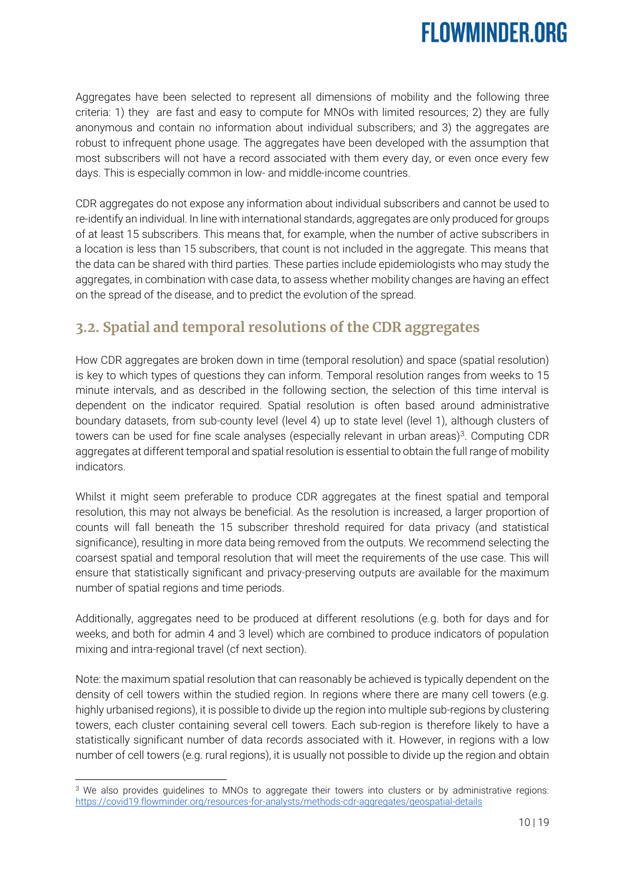Aggregates have been selected to represent all dimensions of mobility and the following three criteria: 1) they are fast and easy to compute for MNOs with limited resources; 2) they are fully anonymous and contain no information about individual subscribers; and 3) the aggregates are robust to infrequent phone usage. The aggregates have been developed with the assumption that most subscribers will not have a record associated with them every day, or even once every few days. This is especially common in low- and middle-income countries.

CDR aggregates do not expose any information about individual subscribers and cannot be used to re-identify an individual. In line with international standards, aggregates are only produced for groups of at least 15 subscribers. This means that, for example, when the number of active subscribers in a location is less than 15 subscribers, that count is not included in the aggregate. This means that the data can be shared with third parties. These parties include epidemiologists who may study the aggregates, in combination with case data, to assess whether mobility changes are having an effect on the spread of the disease, and to predict the evolution of the spread.

## 3.2. Spatial and temporal resolutions of the CDR aggregates

How CDR aggregates are broken down in time (temporal resolution) and space (spatial resolution) is key to which types of questions they can inform. Temporal resolution ranges from weeks to 15 minute intervals, and as described in the following section, the selection of this time interval is dependent on the indicator required. Spatial resolution is often based around administrative boundary datasets, from sub-county level (level 4) up to state level (level 1), although clusters of towers can be used for fine scale analyses (especially relevant in urban areas)[3]. Computing CDR aggregates at different temporal and spatial resolution is essential to obtain the full range of mobility indicators.

Whilst it might seem preferable to produce CDR aggregates at the finest spatial and temporal resolution, this may not always be beneficial. As the resolution is increased, a larger proportion of counts will fall beneath the 15 subscriber threshold required for data privacy (and statistical significance), resulting in more data being removed from the outputs. We recommend selecting the coarsest spatial and temporal resolution that will meet the requirements of the use case. This will ensure that statistically significant and privacy-preserving outputs are available for the maximum number of spatial regions and time periods.

Additionally, aggregates need to be produced at different resolutions (e.g. both for days and for weeks, and both for admin 4 and 3 level) which are combined to produce indicators of population mixing and intra-regional travel (cf next section).

Note: the maximum spatial resolution that can reasonably be achieved is typically dependent on the density of cell towers within the studied region. In regions where there are many cell towers (e.g. highly urbanised regions), it is possible to divide up the region into multiple sub-regions by clustering towers, each cluster containing several cell towers. Each sub-region is therefore likely to have a statistically significant number of data records associated with it. However, in regions with a low number of cell towers (e.g. rural regions), it is usually not possible to divide up the region and obtain

[3] We also provides guidelines to MNOs to aggregate their towers into clusters or by administrative regions: https://covid19.flowminder.org/resources-for-analysts/methods-cdr-aggregates/geospatial-details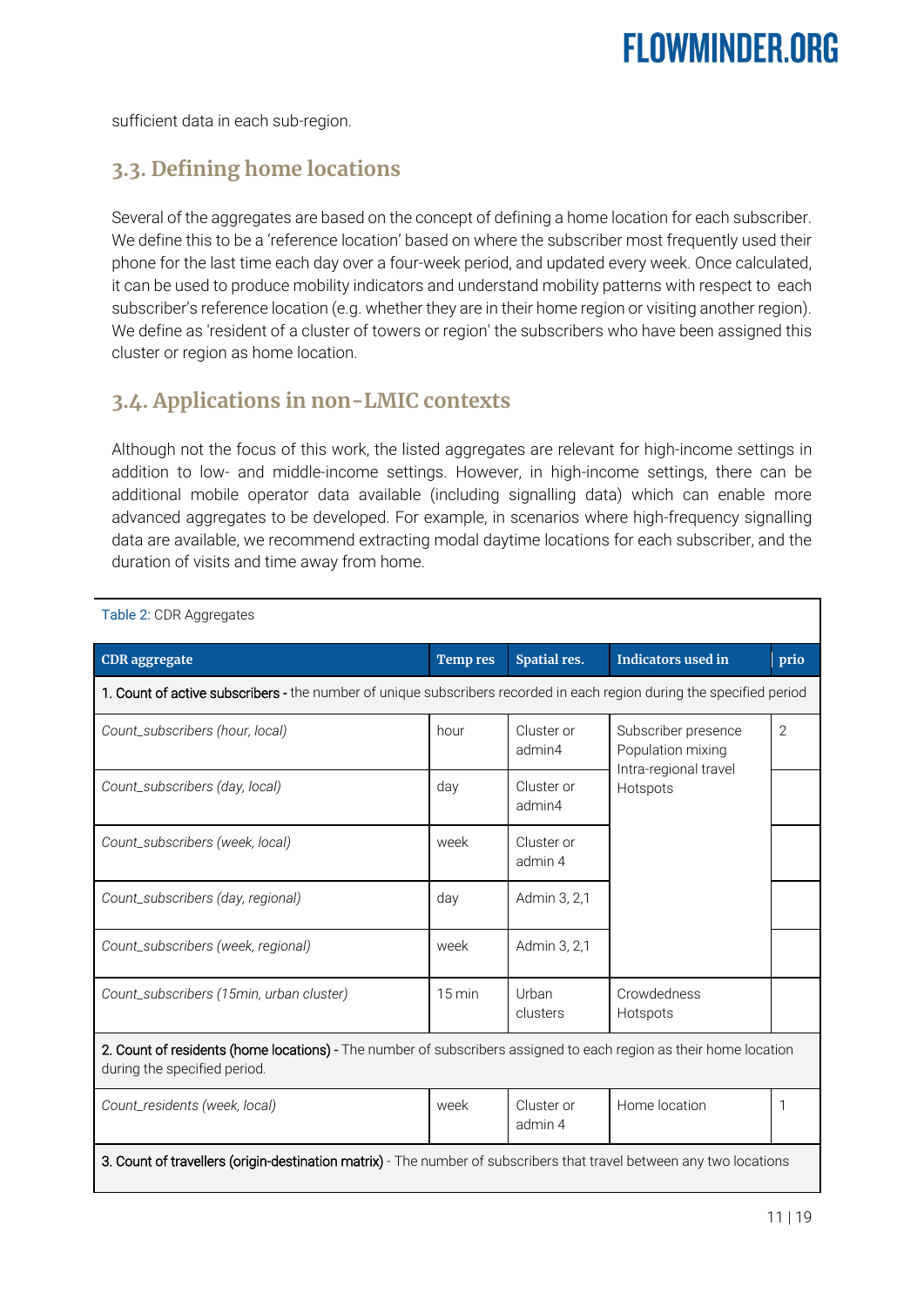sufficient data in each sub-region.

## 3.3. Defining home locations

Several of the aggregates are based on the concept of defining a home location for each subscriber. We define this to be a 'reference location' based on where the subscriber most frequently used their phone for the last time each day over a four-week period, and updated every week. Once calculated, it can be used to produce mobility indicators and understand mobility patterns with respect to each subscriber's reference location (e.g. whether they are in their home region or visiting another region). We define as 'resident of a cluster of towers or region' the subscribers who have been assigned this cluster or region as home location.

## 3.4. Applications in non-LMIC contexts

Although not the focus of this work, the listed aggregates are relevant for high-income settings in addition to low- and middle-income settings. However, in high-income settings, there can be additional mobile operator data available (including signalling data) which can enable more advanced aggregates to be developed. For example, in scenarios where high-frequency signalling data are available, we recommend extracting modal daytime locations for each subscriber, and the duration of visits and time away from home.

Table 2: CDR Aggregates

| CDR aggregate | Temp res | Spatial res. | Indicators used in | prio |
|---|---|---|---|---|
| **1. Count of active subscribers -** the number of unique subscribers recorded in each region during the specified period | | | | |
| *Count_subscribers (hour, local)* | hour | Cluster or admin4 | Subscriber presence<br>Population mixing<br>Intra-regional travel<br>Hotspots | 2 |
| *Count_subscribers (day, local)* | day | Cluster or admin4 | | |
| *Count_subscribers (week, local)* | week | Cluster or admin 4 | | |
| *Count_subscribers (day, regional)* | day | Admin 3, 2,1 | | |
| *Count_subscribers (week, regional)* | week | Admin 3, 2,1 | | |
| *Count_subscribers (15min, urban cluster)* | 15 min | Urban clusters | Crowdedness<br>Hotspots | |
| **2. Count of residents (home locations) -** The number of subscribers assigned to each region as their home location during the specified period. | | | | |
| *Count_residents (week, local)* | week | Cluster or admin 4 | Home location | 1 |
| **3. Count of travellers (origin-destination matrix)** - The number of subscribers that travel between any two locations | | | | |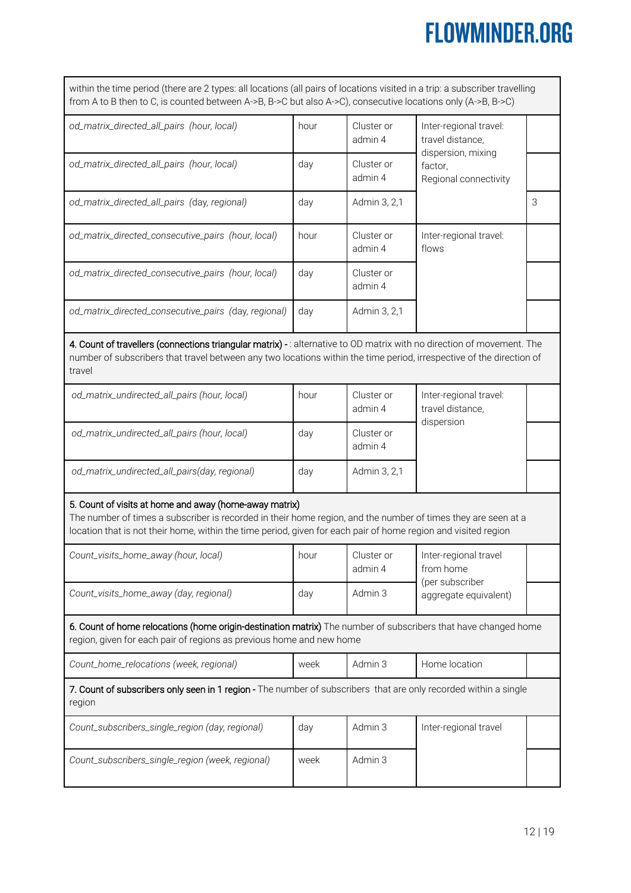| | | | | |
|---|---|---|---|---|
| within the time period (there are 2 types: all locations (all pairs of locations visited in a trip: a subscriber travelling from A to B then to C, is counted between A->B, B->C but also A->C), consecutive locations only (A->B, B->C) | | | | |
| *od_matrix_directed_all_pairs (hour, local)* | hour | Cluster or admin 4 | Inter-regional travel: travel distance, dispersion, mixing factor, Regional connectivity | |
| *od_matrix_directed_all_pairs (hour, local)* | day | Cluster or admin 4 | | |
| *od_matrix_directed_all_pairs (day, regional)* | day | Admin 3, 2,1 | | 3 |
| *od_matrix_directed_consecutive_pairs (hour, local)* | hour | Cluster or admin 4 | Inter-regional travel: flows | |
| *od_matrix_directed_consecutive_pairs (hour, local)* | day | Cluster or admin 4 | | |
| *od_matrix_directed_consecutive_pairs (day, regional)* | day | Admin 3, 2,1 | | |
| **4. Count of travellers (connections triangular matrix) -** : alternative to OD matrix with no direction of movement. The number of subscribers that travel between any two locations within the time period, irrespective of the direction of travel | | | | |
| *od_matrix_undirected_all_pairs (hour, local)* | hour | Cluster or admin 4 | Inter-regional travel: travel distance, dispersion | |
| *od_matrix_undirected_all_pairs (hour, local)* | day | Cluster or admin 4 | | |
| *od_matrix_undirected_all_pairs(day, regional)* | day | Admin 3, 2,1 | | |
| **5. Count of visits at home and away (home-away matrix)** The number of times a subscriber is recorded in their home region, and the number of times they are seen at a location that is not their home, within the time period, given for each pair of home region and visited region | | | | |
| *Count_visits_home_away (hour, local)* | hour | Cluster or admin 4 | Inter-regional travel from home (per subscriber aggregate equivalent) | |
| *Count_visits_home_away (day, regional)* | day | Admin 3 | | |
| **6. Count of home relocations (home origin-destination matrix)** The number of subscribers that have changed home region, given for each pair of regions as previous home and new home | | | | |
| *Count_home_relocations (week, regional)* | week | Admin 3 | Home location | |
| **7. Count of subscribers only seen in 1 region -** The number of subscribers that are only recorded within a single region | | | | |
| *Count_subscribers_single_region (day, regional)* | day | Admin 3 | Inter-regional travel | |
| *Count_subscribers_single_region (week, regional)* | week | Admin 3 | | |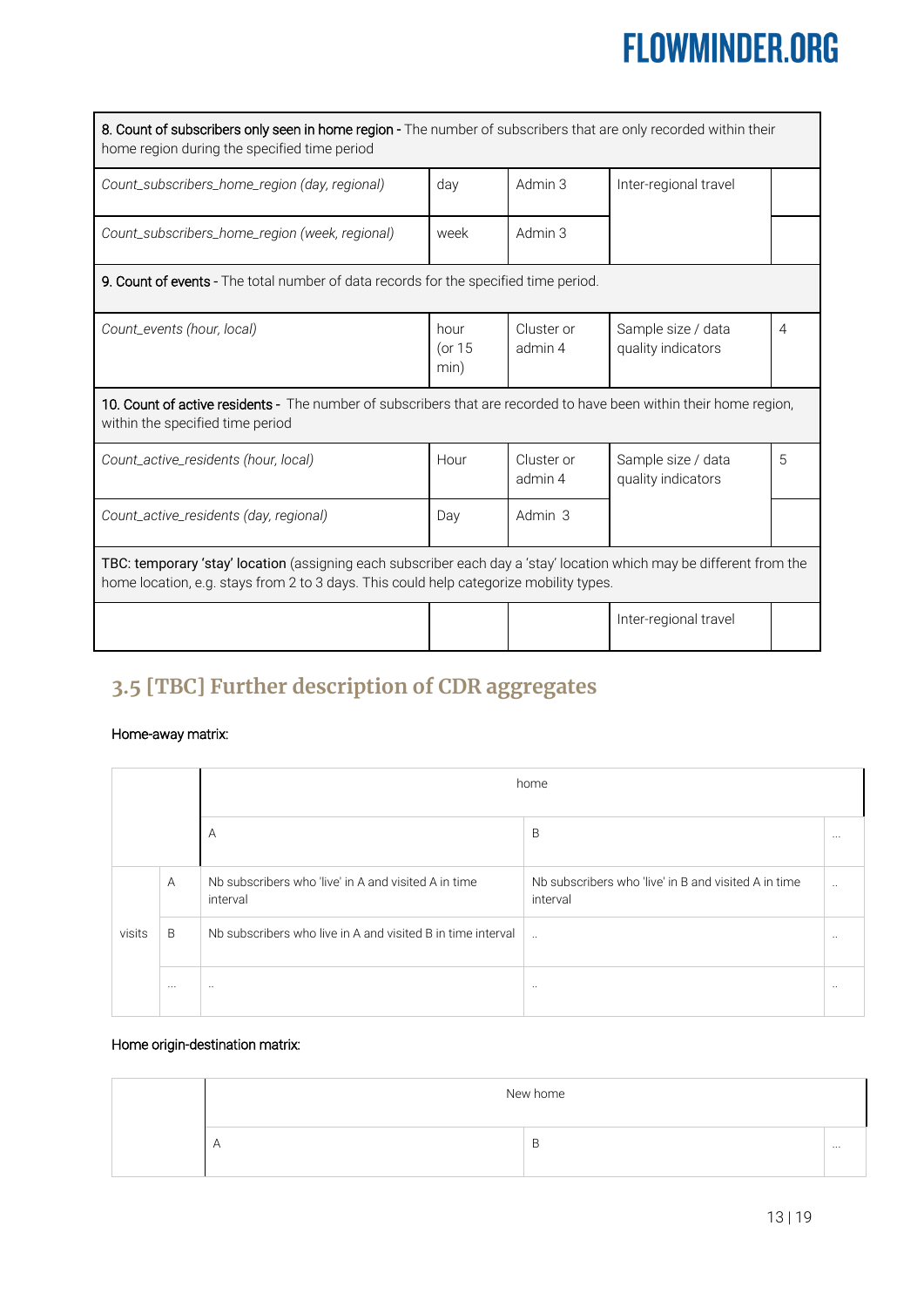| 8. Count of subscribers only seen in home region - The number of subscribers that are only recorded within their home region during the specified time period | | | | |
|---|---|---|---|---|
| *Count_subscribers_home_region (day, regional)* | day | Admin 3 | Inter-regional travel | |
| *Count_subscribers_home_region (week, regional)* | week | Admin 3 | | |
| **9. Count of events** - The total number of data records for the specified time period. | | | | |
| *Count_events (hour, local)* | hour (or 15 min) | Cluster or admin 4 | Sample size / data quality indicators | 4 |
| **10. Count of active residents** - The number of subscribers that are recorded to have been within their home region, within the specified time period | | | | |
| *Count_active_residents (hour, local)* | Hour | Cluster or admin 4 | Sample size / data quality indicators | 5 |
| *Count_active_residents (day, regional)* | Day | Admin 3 | | |
| **TBC: temporary 'stay' location** (assigning each subscriber each day a 'stay' location which may be different from the home location, e.g. stays from 2 to 3 days. This could help categorize mobility types. | | | | |
| | | | Inter-regional travel | |

## 3.5 [TBC] Further description of CDR aggregates

Home-away matrix:

| | | home | | |
|---|---|---|---|---|
| | | A | B | ... |
| visits | A | Nb subscribers who 'live' in A and visited A in time interval | Nb subscribers who 'live' in B and visited A in time interval | .. |
| | B | Nb subscribers who live in A and visited B in time interval | .. | .. |
| | ... | .. | .. | .. |

Home origin-destination matrix:

| | New home | | |
|---|---|---|---|
| | A | B | ... |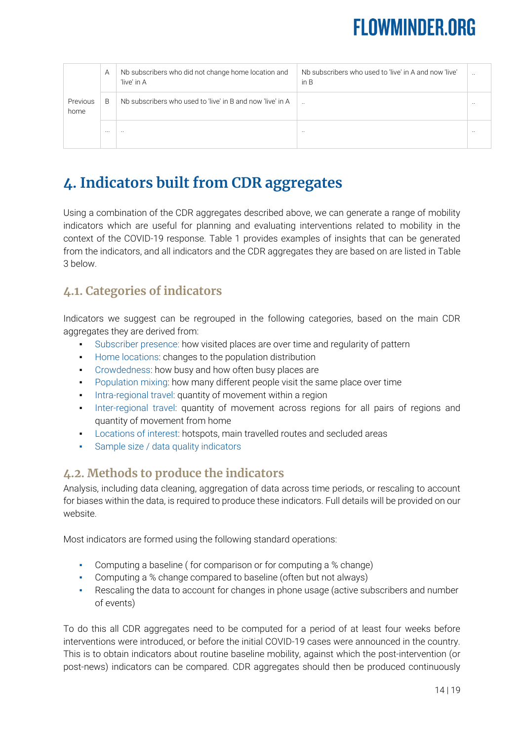| | | | | |
|---|---|---|---|---|
| Previous home | A | Nb subscribers who did not change home location and 'live' in A | Nb subscribers who used to 'live' in A and now 'live' in B | .. |
| | B | Nb subscribers who used to 'live' in B and now 'live' in A | .. | .. |
| | ... | .. | .. | .. |

# 4. Indicators built from CDR aggregates

Using a combination of the CDR aggregates described above, we can generate a range of mobility indicators which are useful for planning and evaluating interventions related to mobility in the context of the COVID-19 response. Table 1 provides examples of insights that can be generated from the indicators, and all indicators and the CDR aggregates they are based on are listed in Table 3 below.

## 4.1. Categories of indicators

Indicators we suggest can be regrouped in the following categories, based on the main CDR aggregates they are derived from:

- Subscriber presence: how visited places are over time and regularity of pattern
- Home locations: changes to the population distribution
- Crowdedness: how busy and how often busy places are
- Population mixing: how many different people visit the same place over time
- Intra-regional travel: quantity of movement within a region
- Inter-regional travel: quantity of movement across regions for all pairs of regions and quantity of movement from home
- Locations of interest: hotspots, main travelled routes and secluded areas
- Sample size / data quality indicators

## 4.2. Methods to produce the indicators

Analysis, including data cleaning, aggregation of data across time periods, or rescaling to account for biases within the data, is required to produce these indicators. Full details will be provided on our website.

Most indicators are formed using the following standard operations:

- Computing a baseline ( for comparison or for computing a % change)
- Computing a % change compared to baseline (often but not always)
- Rescaling the data to account for changes in phone usage (active subscribers and number of events)

To do this all CDR aggregates need to be computed for a period of at least four weeks before interventions were introduced, or before the initial COVID-19 cases were announced in the country. This is to obtain indicators about routine baseline mobility, against which the post-intervention (or post-news) indicators can be compared. CDR aggregates should then be produced continuously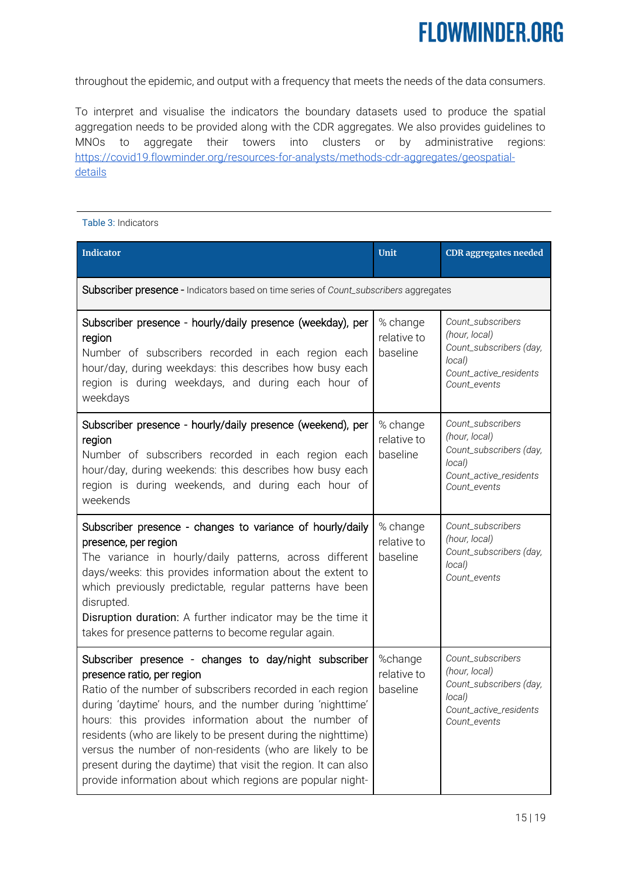throughout the epidemic, and output with a frequency that meets the needs of the data consumers.

To interpret and visualise the indicators the boundary datasets used to produce the spatial aggregation needs to be provided along with the CDR aggregates. We also provides guidelines to MNOs to aggregate their towers into clusters or by administrative regions: [https://covid19.flowminder.org/resources-for-analysts/methods-cdr-aggregates/geospatial-details](https://covid19.flowminder.org/resources-for-analysts/methods-cdr-aggregates/geospatial-details)

Table 3: Indicators

| Indicator | Unit | CDR aggregates needed |
|---|---|---|
| Subscriber presence - Indicators based on time series of *Count_subscribers* aggregates | | |
| Subscriber presence - hourly/daily presence (weekday), per region<br>Number of subscribers recorded in each region each hour/day, during weekdays: this describes how busy each region is during weekdays, and during each hour of weekdays | % change relative to baseline | *Count_subscribers (hour, local)*<br>*Count_subscribers (day, local)*<br>*Count_active_residents*<br>*Count_events* |
| Subscriber presence - hourly/daily presence (weekend), per region<br>Number of subscribers recorded in each region each hour/day, during weekends: this describes how busy each region is during weekends, and during each hour of weekends | % change relative to baseline | *Count_subscribers (hour, local)*<br>*Count_subscribers (day, local)*<br>*Count_active_residents*<br>*Count_events* |
| Subscriber presence - changes to variance of hourly/daily presence, per region<br>The variance in hourly/daily patterns, across different days/weeks: this provides information about the extent to which previously predictable, regular patterns have been disrupted.<br>Disruption duration: A further indicator may be the time it takes for presence patterns to become regular again. | % change relative to baseline | *Count_subscribers (hour, local)*<br>*Count_subscribers (day, local)*<br>*Count_events* |
| Subscriber presence - changes to day/night subscriber presence ratio, per region<br>Ratio of the number of subscribers recorded in each region during 'daytime' hours, and the number during 'nighttime' hours: this provides information about the number of residents (who are likely to be present during the nighttime) versus the number of non-residents (who are likely to be present during the daytime) that visit the region. It can also provide information about which regions are popular night- | %change relative to baseline | *Count_subscribers (hour, local)*<br>*Count_subscribers (day, local)*<br>*Count_active_residents*<br>*Count_events* |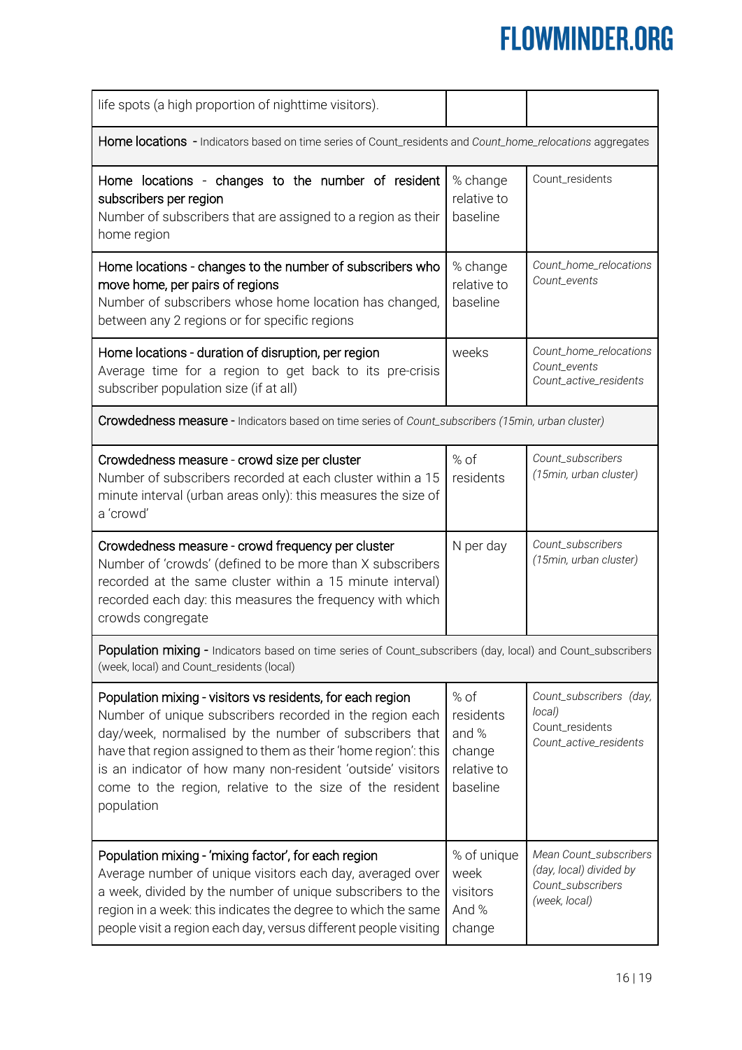| | | |
|---|---|---|
| life spots (a high proportion of nighttime visitors). | | |
| **Home locations** - Indicators based on time series of Count_residents and *Count_home_relocations* aggregates | | |
| **Home locations - changes to the number of resident subscribers per region**<br>Number of subscribers that are assigned to a region as their home region | % change relative to baseline | Count_residents |
| **Home locations - changes to the number of subscribers who move home, per pairs of regions**<br>Number of subscribers whose home location has changed, between any 2 regions or for specific regions | % change relative to baseline | *Count_home_relocations*<br>*Count_events* |
| **Home locations - duration of disruption, per region**<br>Average time for a region to get back to its pre-crisis subscriber population size (if at all) | weeks | *Count_home_relocations*<br>*Count_events*<br>*Count_active_residents* |
| **Crowdedness measure** - Indicators based on time series of *Count_subscribers (15min, urban cluster)* | | |
| **Crowdedness measure - crowd size per cluster**<br>Number of subscribers recorded at each cluster within a 15 minute interval (urban areas only): this measures the size of a 'crowd' | % of residents | *Count_subscribers (15min, urban cluster)* |
| **Crowdedness measure - crowd frequency per cluster**<br>Number of 'crowds' (defined to be more than X subscribers recorded at the same cluster within a 15 minute interval) recorded each day: this measures the frequency with which crowds congregate | N per day | *Count_subscribers (15min, urban cluster)* |
| **Population mixing** - Indicators based on time series of Count_subscribers (day, local) and Count_subscribers (week, local) and Count_residents (local) | | |
| **Population mixing - visitors vs residents, for each region**<br>Number of unique subscribers recorded in the region each day/week, normalised by the number of subscribers that have that region assigned to them as their 'home region': this is an indicator of how many non-resident 'outside' visitors come to the region, relative to the size of the resident population | % of residents and % change relative to baseline | *Count_subscribers (day, local)*<br>Count_residents<br>*Count_active_residents* |
| **Population mixing - 'mixing factor', for each region**<br>Average number of unique visitors each day, averaged over a week, divided by the number of unique subscribers to the region in a week: this indicates the degree to which the same people visit a region each day, versus different people visiting | % of unique week visitors And % change | *Mean Count_subscribers (day, local) divided by Count_subscribers (week, local)* |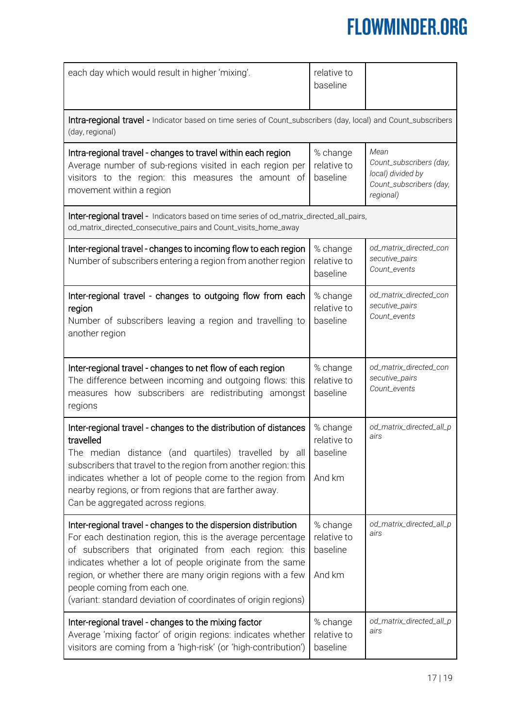| | | |
|---|---|---|
| each day which would result in higher 'mixing'. | relative to baseline | |
| **Intra-regional travel** - Indicator based on time series of Count_subscribers (day, local) and Count_subscribers (day, regional) | | |
| **Intra-regional travel - changes to travel within each region**<br>Average number of sub-regions visited in each region per visitors to the region: this measures the amount of movement within a region | % change relative to baseline | *Mean Count_subscribers (day, local) divided by Count_subscribers (day, regional)* |
| **Inter-regional travel** - Indicators based on time series of od_matrix_directed_all_pairs, od_matrix_directed_consecutive_pairs and Count_visits_home_away | | |
| **Inter-regional travel - changes to incoming flow to each region**<br>Number of subscribers entering a region from another region | % change relative to baseline | *od_matrix_directed_consecutive_pairs Count_events* |
| **Inter-regional travel - changes to outgoing flow from each region**<br>Number of subscribers leaving a region and travelling to another region | % change relative to baseline | *od_matrix_directed_consecutive_pairs Count_events* |
| **Inter-regional travel - changes to net flow of each region**<br>The difference between incoming and outgoing flows: this measures how subscribers are redistributing amongst regions | % change relative to baseline | *od_matrix_directed_consecutive_pairs Count_events* |
| **Inter-regional travel - changes to the distribution of distances travelled**<br>The median distance (and quartiles) travelled by all subscribers that travel to the region from another region: this indicates whether a lot of people come to the region from nearby regions, or from regions that are farther away.<br>Can be aggregated across regions. | % change relative to baseline<br><br>And km | *od_matrix_directed_all_pairs* |
| **Inter-regional travel - changes to the dispersion distribution**<br>For each destination region, this is the average percentage of subscribers that originated from each region: this indicates whether a lot of people originate from the same region, or whether there are many origin regions with a few people coming from each one.<br>(variant: standard deviation of coordinates of origin regions) | % change relative to baseline<br><br>And km | *od_matrix_directed_all_pairs* |
| **Inter-regional travel - changes to the mixing factor**<br>Average 'mixing factor' of origin regions: indicates whether visitors are coming from a 'high-risk' (or 'high-contribution') | % change relative to baseline | *od_matrix_directed_all_pairs* |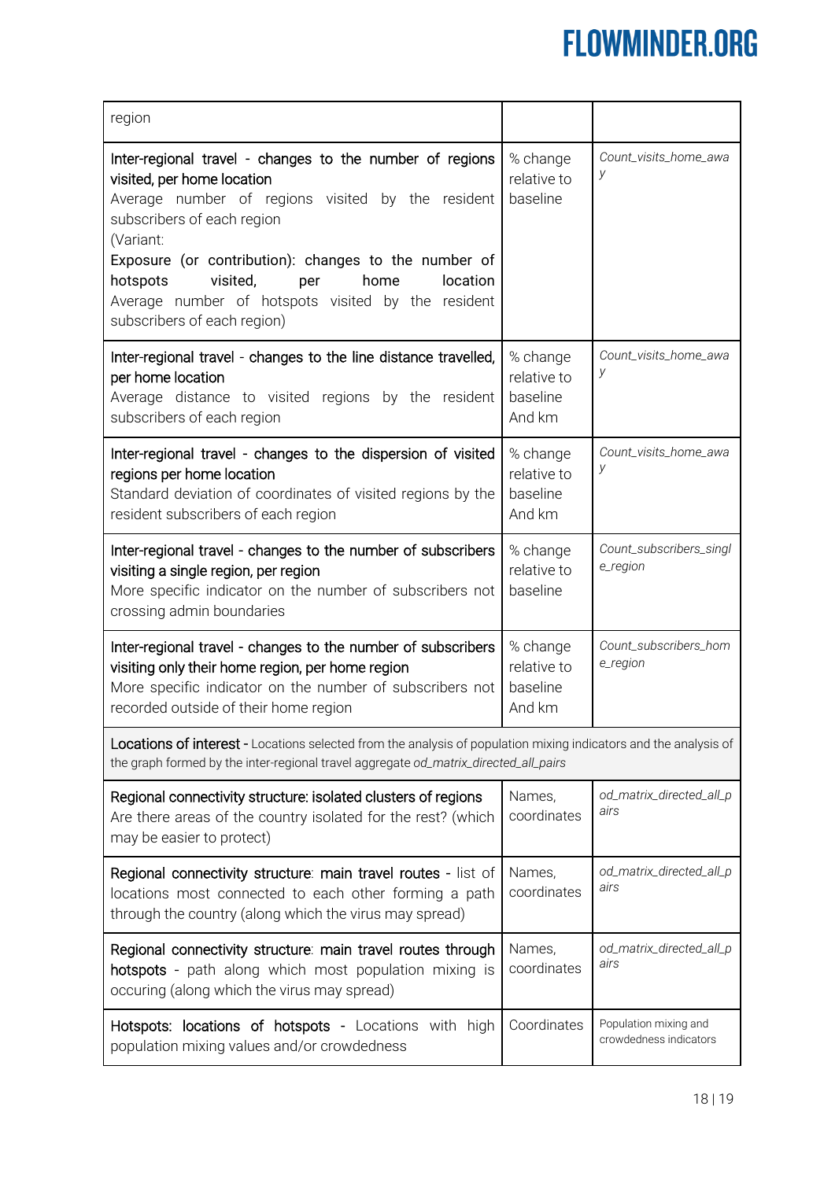| | | |
|---|---|---|
| region | | |
| Inter-regional travel - changes to the number of regions visited, per home location<br>Average number of regions visited by the resident subscribers of each region<br>(Variant:<br>Exposure (or contribution): changes to the number of hotspots visited, per home location<br>Average number of hotspots visited by the resident subscribers of each region) | % change relative to baseline | *Count_visits_home_away* |
| Inter-regional travel - changes to the line distance travelled, per home location<br>Average distance to visited regions by the resident subscribers of each region | % change relative to baseline<br>And km | *Count_visits_home_away* |
| Inter-regional travel - changes to the dispersion of visited regions per home location<br>Standard deviation of coordinates of visited regions by the resident subscribers of each region | % change relative to baseline<br>And km | *Count_visits_home_away* |
| Inter-regional travel - changes to the number of subscribers visiting a single region, per region<br>More specific indicator on the number of subscribers not crossing admin boundaries | % change relative to baseline | *Count_subscribers_single_region* |
| Inter-regional travel - changes to the number of subscribers visiting only their home region, per home region<br>More specific indicator on the number of subscribers not recorded outside of their home region | % change relative to baseline<br>And km | *Count_subscribers_home_region* |
| **Locations of interest** - Locations selected from the analysis of population mixing indicators and the analysis of the graph formed by the inter-regional travel aggregate *od_matrix_directed_all_pairs* | | |
| Regional connectivity structure: isolated clusters of regions<br>Are there areas of the country isolated for the rest? (which may be easier to protect) | Names, coordinates | *od_matrix_directed_all_pairs* |
| Regional connectivity structure: main travel routes - list of locations most connected to each other forming a path through the country (along which the virus may spread) | Names, coordinates | *od_matrix_directed_all_pairs* |
| Regional connectivity structure: main travel routes through hotspots - path along which most population mixing is occuring (along which the virus may spread) | Names, coordinates | *od_matrix_directed_all_pairs* |
| Hotspots: locations of hotspots - Locations with high population mixing values and/or crowdedness | Coordinates | Population mixing and crowdedness indicators |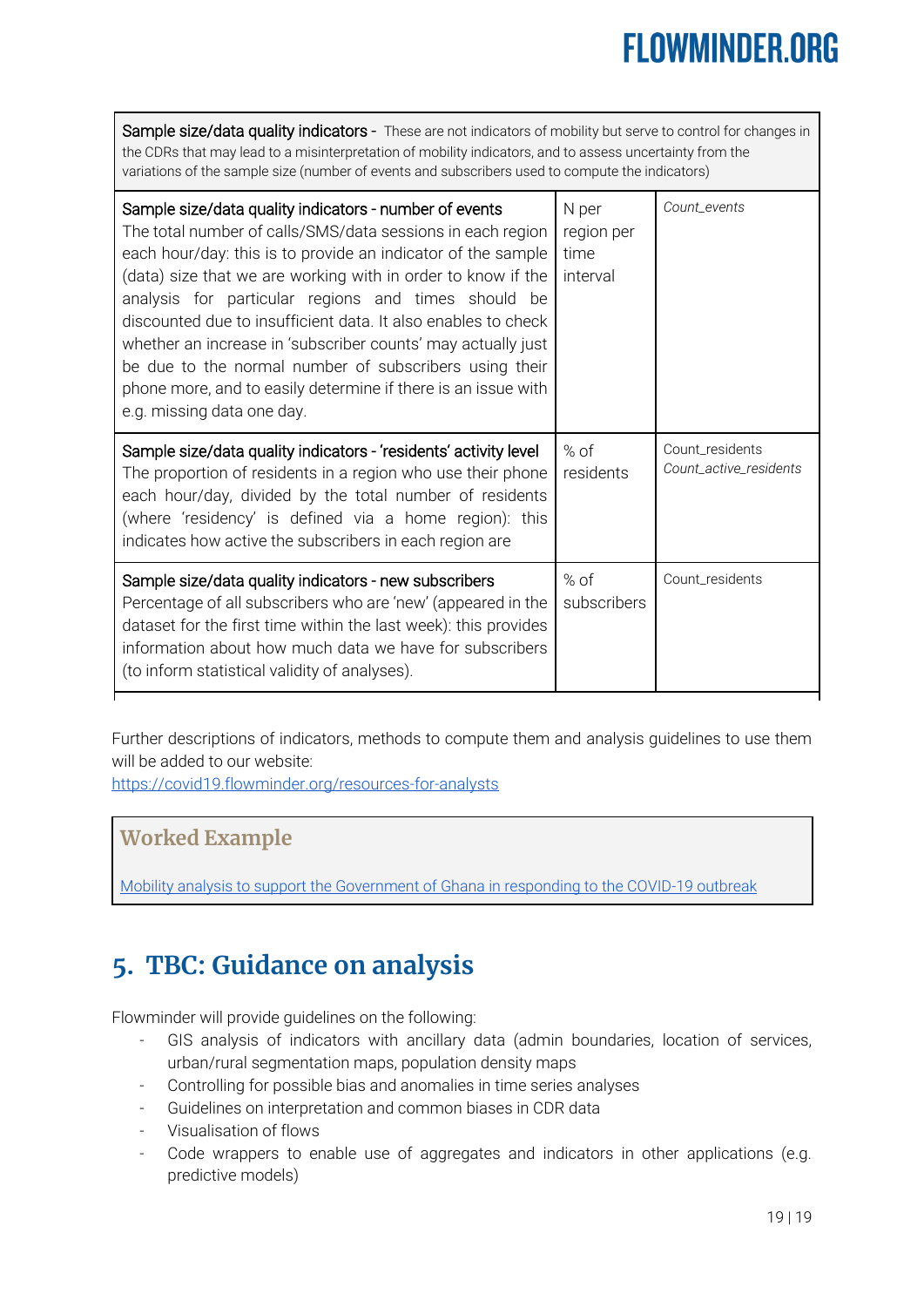| Sample size/data quality indicators - These are not indicators of mobility but serve to control for changes in the CDRs that may lead to a misinterpretation of mobility indicators, and to assess uncertainty from the variations of the sample size (number of events and subscribers used to compute the indicators) | | |
|---|---|---|
| Sample size/data quality indicators - number of events<br>The total number of calls/SMS/data sessions in each region each hour/day: this is to provide an indicator of the sample (data) size that we are working with in order to know if the analysis for particular regions and times should be discounted due to insufficient data. It also enables to check whether an increase in 'subscriber counts' may actually just be due to the normal number of subscribers using their phone more, and to easily determine if there is an issue with e.g. missing data one day. | N per region per time interval | *Count_events* |
| Sample size/data quality indicators - 'residents' activity level<br>The proportion of residents in a region who use their phone each hour/day, divided by the total number of residents (where 'residency' is defined via a home region): this indicates how active the subscribers in each region are | % of residents | Count_residents<br>*Count_active_residents* |
| Sample size/data quality indicators - new subscribers<br>Percentage of all subscribers who are 'new' (appeared in the dataset for the first time within the last week): this provides information about how much data we have for subscribers (to inform statistical validity of analyses). | % of subscribers | Count_residents |

Further descriptions of indicators, methods to compute them and analysis guidelines to use them will be added to our website:
https://covid19.flowminder.org/resources-for-analysts

**Worked Example**

Mobility analysis to support the Government of Ghana in responding to the COVID-19 outbreak

## 5. TBC: Guidance on analysis

Flowminder will provide guidelines on the following:

- GIS analysis of indicators with ancillary data (admin boundaries, location of services, urban/rural segmentation maps, population density maps
- Controlling for possible bias and anomalies in time series analyses
- Guidelines on interpretation and common biases in CDR data
- Visualisation of flows
- Code wrappers to enable use of aggregates and indicators in other applications (e.g. predictive models)